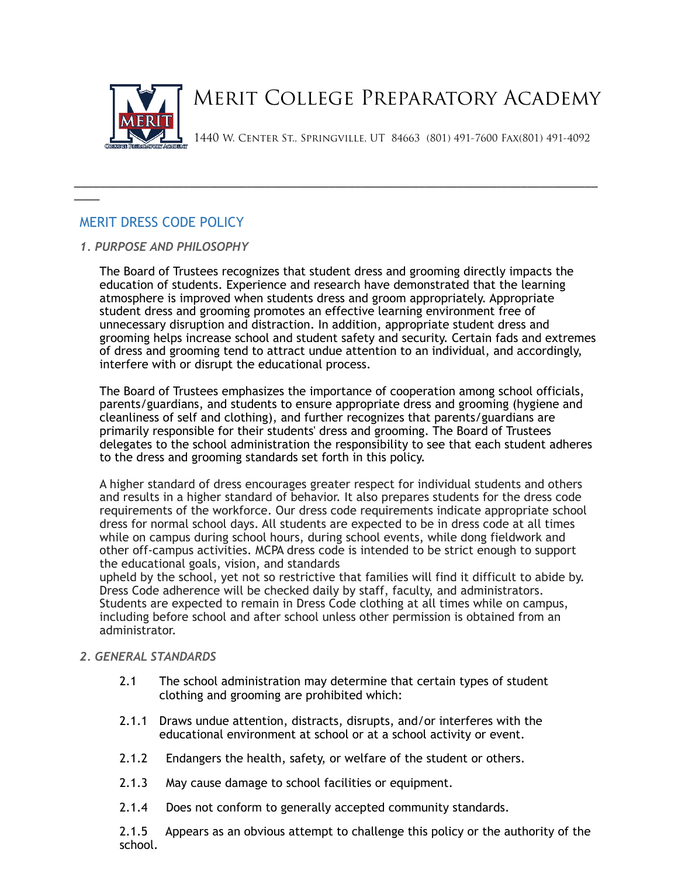# Merit College Preparatory Academy

1440 W. Center St., Springville, UT 84663 (801) 491-7600 Fax(801) 491-4092

---

## MERIT DRESS CODE POLICY

### *1. PURPOSE AND PHILOSOPHY*

The Board of Trustees recognizes that student dress and grooming directly impacts the education of students. Experience and research have demonstrated that the learning atmosphere is improved when students dress and groom appropriately. Appropriate student dress and grooming promotes an effective learning environment free of unnecessary disruption and distraction. In addition, appropriate student dress and grooming helps increase school and student safety and security. Certain fads and extremes of dress and grooming tend to attract undue attention to an individual, and accordingly, interfere with or disrupt the educational process.

The Board of Trustees emphasizes the importance of cooperation among school officials, parents/guardians, and students to ensure appropriate dress and grooming (hygiene and cleanliness of self and clothing), and further recognizes that parents/guardians are primarily responsible for their students' dress and grooming. The Board of Trustees delegates to the school administration the responsibility to see that each student adheres to the dress and grooming standards set forth in this policy.

A higher standard of dress encourages greater respect for individual students and others and results in a higher standard of behavior. It also prepares students for the dress code requirements of the workforce. Our dress code requirements indicate appropriate school dress for normal school days. All students are expected to be in dress code at all times while on campus during school hours, during school events, while dong fieldwork and other off-campus activities. MCPA dress code is intended to be strict enough to support the educational goals, vision, and standards upheld by the school, yet not so restrictive that families will find it difficult to abide by. Dress Code adherence will be checked daily by staff, faculty, and administrators. Students are expected to remain in Dress Code clothing at all times while on campus, including before school and after school unless other permission is obtained from an administrator.

### *2. GENERAL STANDARDS*

2.1 The school administration may determine that certain types of student clothing and grooming are prohibited which:

2.1.1 Draws undue attention, distracts, disrupts, and/or interferes with the educational environment at school or at a school activity or event.

2.1.2 Endangers the health, safety, or welfare of the student or others.

2.1.3 May cause damage to school facilities or equipment.

2.1.4 Does not conform to generally accepted community standards.

2.1.5 Appears as an obvious attempt to challenge this policy or the authority of the school.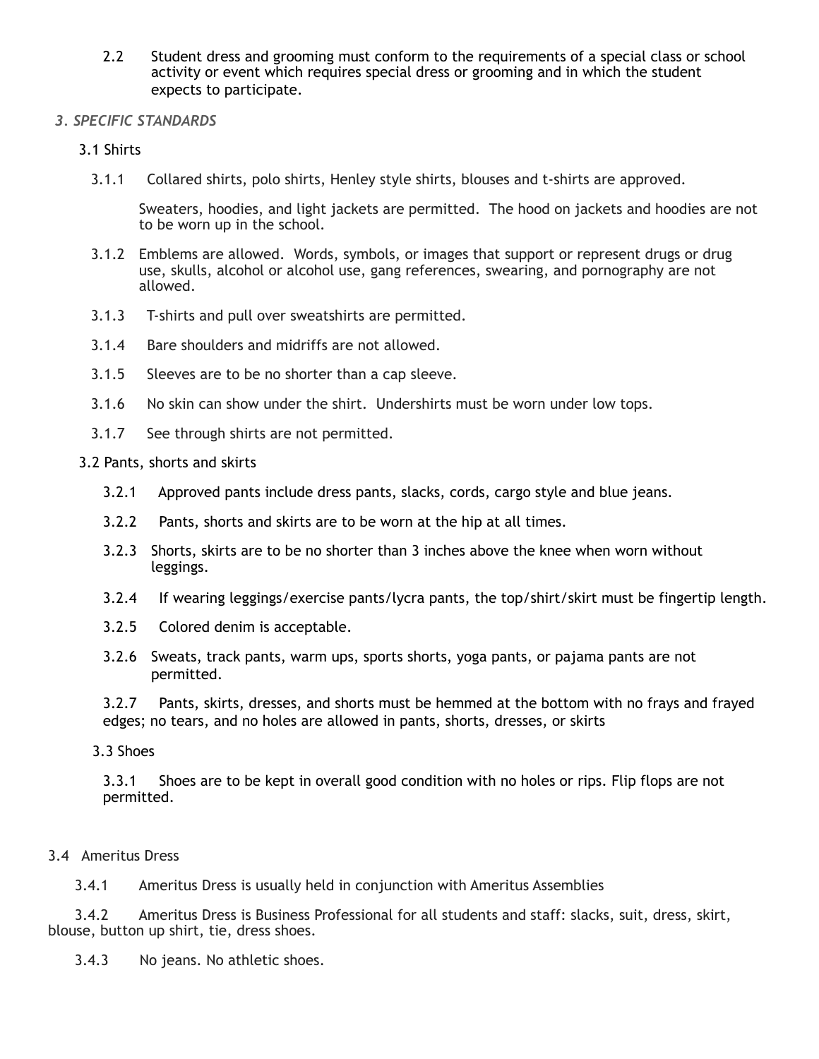2.2 Student dress and grooming must conform to the requirements of a special class or school activity or event which requires special dress or grooming and in which the student expects to participate.

### *3. SPECIFIC STANDARDS*

3.1 Shirts

3.1.1 Collared shirts, polo shirts, Henley style shirts, blouses and t-shirts are approved.

Sweaters, hoodies, and light jackets are permitted. The hood on jackets and hoodies are not to be worn up in the school.

3.1.2 Emblems are allowed. Words, symbols, or images that support or represent drugs or drug use, skulls, alcohol or alcohol use, gang references, swearing, and pornography are not allowed.

3.1.3 T-shirts and pull over sweatshirts are permitted.

3.1.4 Bare shoulders and midriffs are not allowed.

3.1.5 Sleeves are to be no shorter than a cap sleeve.

3.1.6 No skin can show under the shirt. Undershirts must be worn under low tops.

3.1.7 See through shirts are not permitted.

3.2 Pants, shorts and skirts

3.2.1 Approved pants include dress pants, slacks, cords, cargo style and blue jeans.

3.2.2 Pants, shorts and skirts are to be worn at the hip at all times.

3.2.3 Shorts, skirts are to be no shorter than 3 inches above the knee when worn without leggings.

3.2.4 If wearing leggings/exercise pants/lycra pants, the top/shirt/skirt must be fingertip length.

3.2.5 Colored denim is acceptable.

3.2.6 Sweats, track pants, warm ups, sports shorts, yoga pants, or pajama pants are not permitted.

3.2.7 Pants, skirts, dresses, and shorts must be hemmed at the bottom with no frays and frayed edges; no tears, and no holes are allowed in pants, shorts, dresses, or skirts

3.3 Shoes

3.3.1 Shoes are to be kept in overall good condition with no holes or rips. Flip flops are not permitted.

3.4 Ameritus Dress

3.4.1 Ameritus Dress is usually held in conjunction with Ameritus Assemblies

3.4.2 Ameritus Dress is Business Professional for all students and staff: slacks, suit, dress, skirt, blouse, button up shirt, tie, dress shoes.

3.4.3 No jeans. No athletic shoes.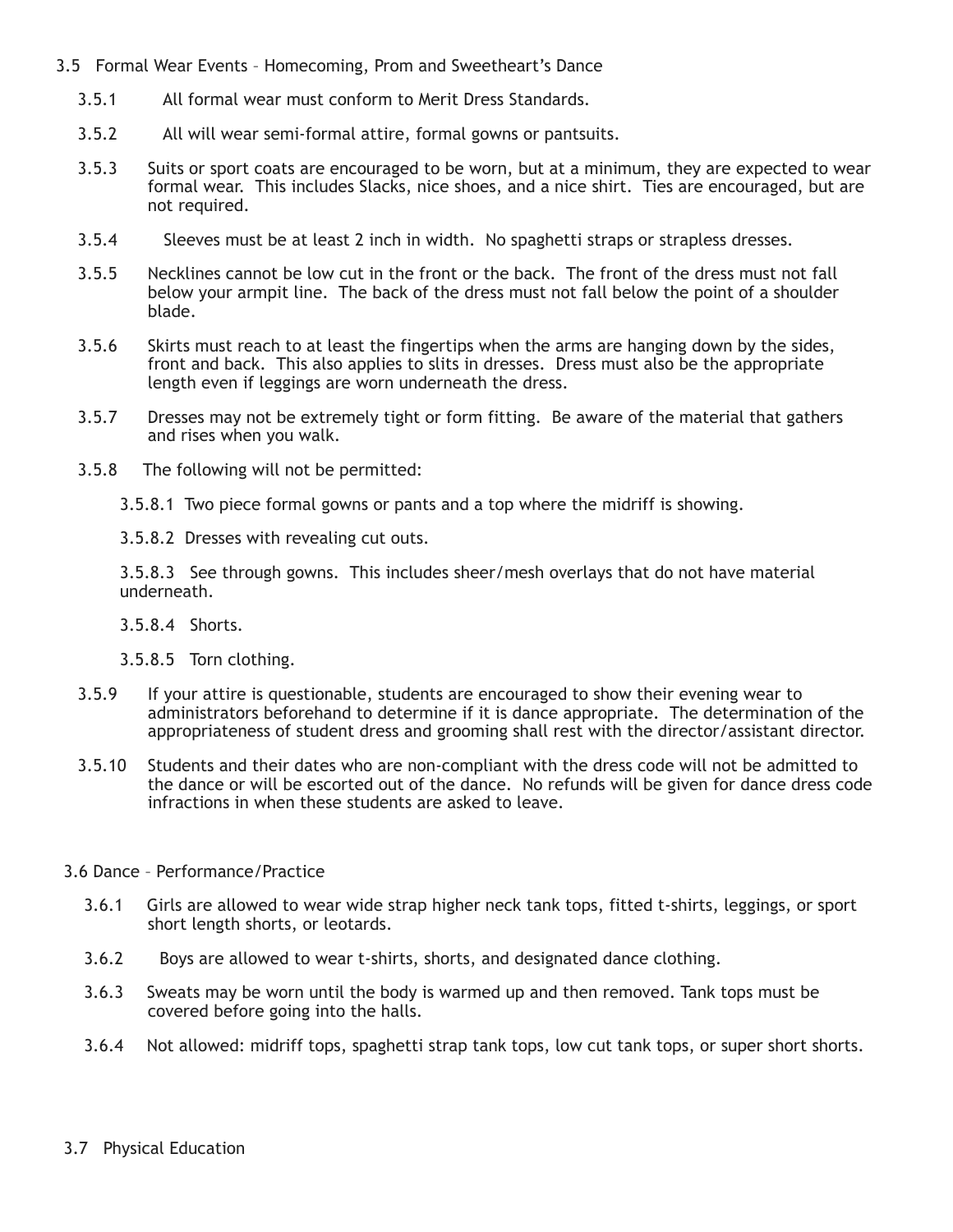## 3.5 Formal Wear Events – Homecoming, Prom and Sweetheart's Dance

3.5.1 All formal wear must conform to Merit Dress Standards.

3.5.2 All will wear semi-formal attire, formal gowns or pantsuits.

3.5.3 Suits or sport coats are encouraged to be worn, but at a minimum, they are expected to wear formal wear. This includes Slacks, nice shoes, and a nice shirt. Ties are encouraged, but are not required.

3.5.4 Sleeves must be at least 2 inch in width. No spaghetti straps or strapless dresses.

3.5.5 Necklines cannot be low cut in the front or the back. The front of the dress must not fall below your armpit line. The back of the dress must not fall below the point of a shoulder blade.

3.5.6 Skirts must reach to at least the fingertips when the arms are hanging down by the sides, front and back. This also applies to slits in dresses. Dress must also be the appropriate length even if leggings are worn underneath the dress.

3.5.7 Dresses may not be extremely tight or form fitting. Be aware of the material that gathers and rises when you walk.

3.5.8 The following will not be permitted:

3.5.8.1 Two piece formal gowns or pants and a top where the midriff is showing.

3.5.8.2 Dresses with revealing cut outs.

3.5.8.3 See through gowns. This includes sheer/mesh overlays that do not have material underneath.

3.5.8.4 Shorts.

3.5.8.5 Torn clothing.

3.5.9 If your attire is questionable, students are encouraged to show their evening wear to administrators beforehand to determine if it is dance appropriate. The determination of the appropriateness of student dress and grooming shall rest with the director/assistant director.

3.5.10 Students and their dates who are non-compliant with the dress code will not be admitted to the dance or will be escorted out of the dance. No refunds will be given for dance dress code infractions in when these students are asked to leave.

## 3.6 Dance – Performance/Practice

3.6.1 Girls are allowed to wear wide strap higher neck tank tops, fitted t-shirts, leggings, or sport short length shorts, or leotards.

3.6.2 Boys are allowed to wear t-shirts, shorts, and designated dance clothing.

3.6.3 Sweats may be worn until the body is warmed up and then removed. Tank tops must be covered before going into the halls.

3.6.4 Not allowed: midriff tops, spaghetti strap tank tops, low cut tank tops, or super short shorts.

## 3.7 Physical Education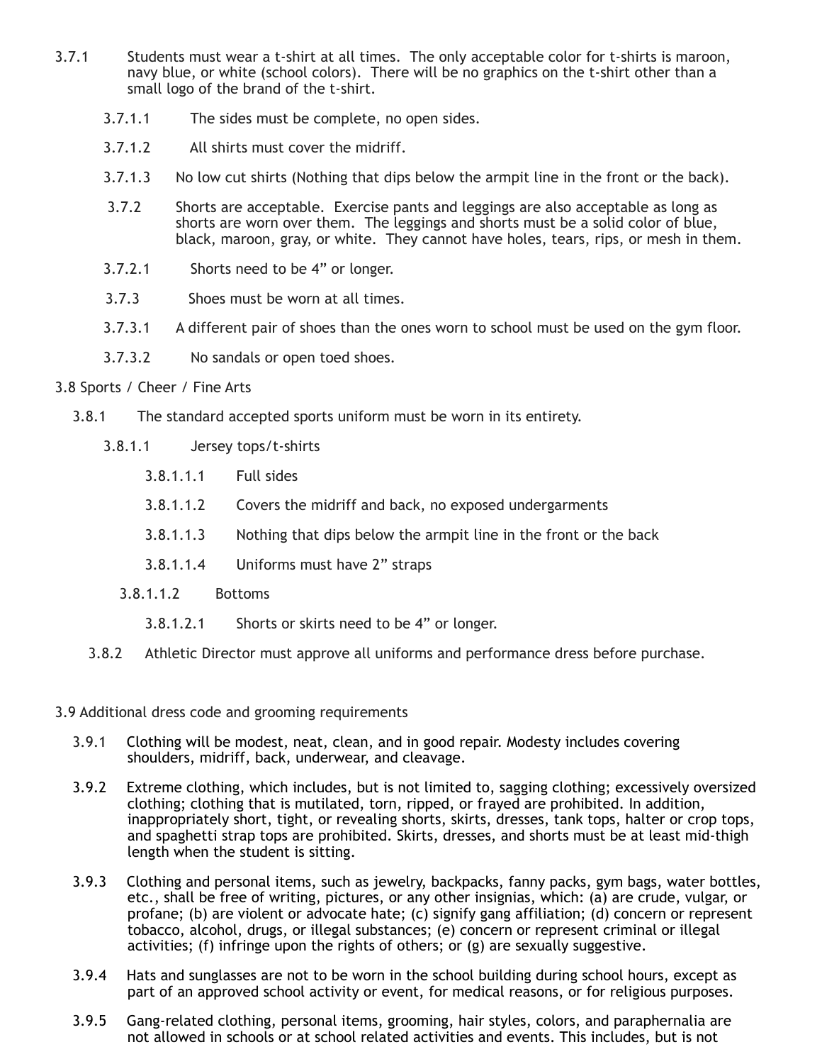3.7.1 Students must wear a t-shirt at all times. The only acceptable color for t-shirts is maroon, navy blue, or white (school colors). There will be no graphics on the t-shirt other than a small logo of the brand of the t-shirt.

3.7.1.1 The sides must be complete, no open sides.

3.7.1.2 All shirts must cover the midriff.

3.7.1.3 No low cut shirts (Nothing that dips below the armpit line in the front or the back).

3.7.2 Shorts are acceptable. Exercise pants and leggings are also acceptable as long as shorts are worn over them. The leggings and shorts must be a solid color of blue, black, maroon, gray, or white. They cannot have holes, tears, rips, or mesh in them.

3.7.2.1 Shorts need to be 4" or longer.

3.7.3 Shoes must be worn at all times.

3.7.3.1 A different pair of shoes than the ones worn to school must be used on the gym floor.

3.7.3.2 No sandals or open toed shoes.

3.8 Sports / Cheer / Fine Arts

3.8.1 The standard accepted sports uniform must be worn in its entirety.

3.8.1.1 Jersey tops/t-shirts

3.8.1.1.1 Full sides

3.8.1.1.2 Covers the midriff and back, no exposed undergarments

3.8.1.1.3 Nothing that dips below the armpit line in the front or the back

3.8.1.1.4 Uniforms must have 2" straps

3.8.1.1.2 Bottoms

3.8.1.2.1 Shorts or skirts need to be 4" or longer.

3.8.2 Athletic Director must approve all uniforms and performance dress before purchase.

3.9 Additional dress code and grooming requirements

3.9.1 Clothing will be modest, neat, clean, and in good repair. Modesty includes covering shoulders, midriff, back, underwear, and cleavage.

3.9.2 Extreme clothing, which includes, but is not limited to, sagging clothing; excessively oversized clothing; clothing that is mutilated, torn, ripped, or frayed are prohibited. In addition, inappropriately short, tight, or revealing shorts, skirts, dresses, tank tops, halter or crop tops, and spaghetti strap tops are prohibited. Skirts, dresses, and shorts must be at least mid-thigh length when the student is sitting.

3.9.3 Clothing and personal items, such as jewelry, backpacks, fanny packs, gym bags, water bottles, etc., shall be free of writing, pictures, or any other insignias, which: (a) are crude, vulgar, or profane; (b) are violent or advocate hate; (c) signify gang affiliation; (d) concern or represent tobacco, alcohol, drugs, or illegal substances; (e) concern or represent criminal or illegal activities; (f) infringe upon the rights of others; or (g) are sexually suggestive.

3.9.4 Hats and sunglasses are not to be worn in the school building during school hours, except as part of an approved school activity or event, for medical reasons, or for religious purposes.

3.9.5 Gang-related clothing, personal items, grooming, hair styles, colors, and paraphernalia are not allowed in schools or at school related activities and events. This includes, but is not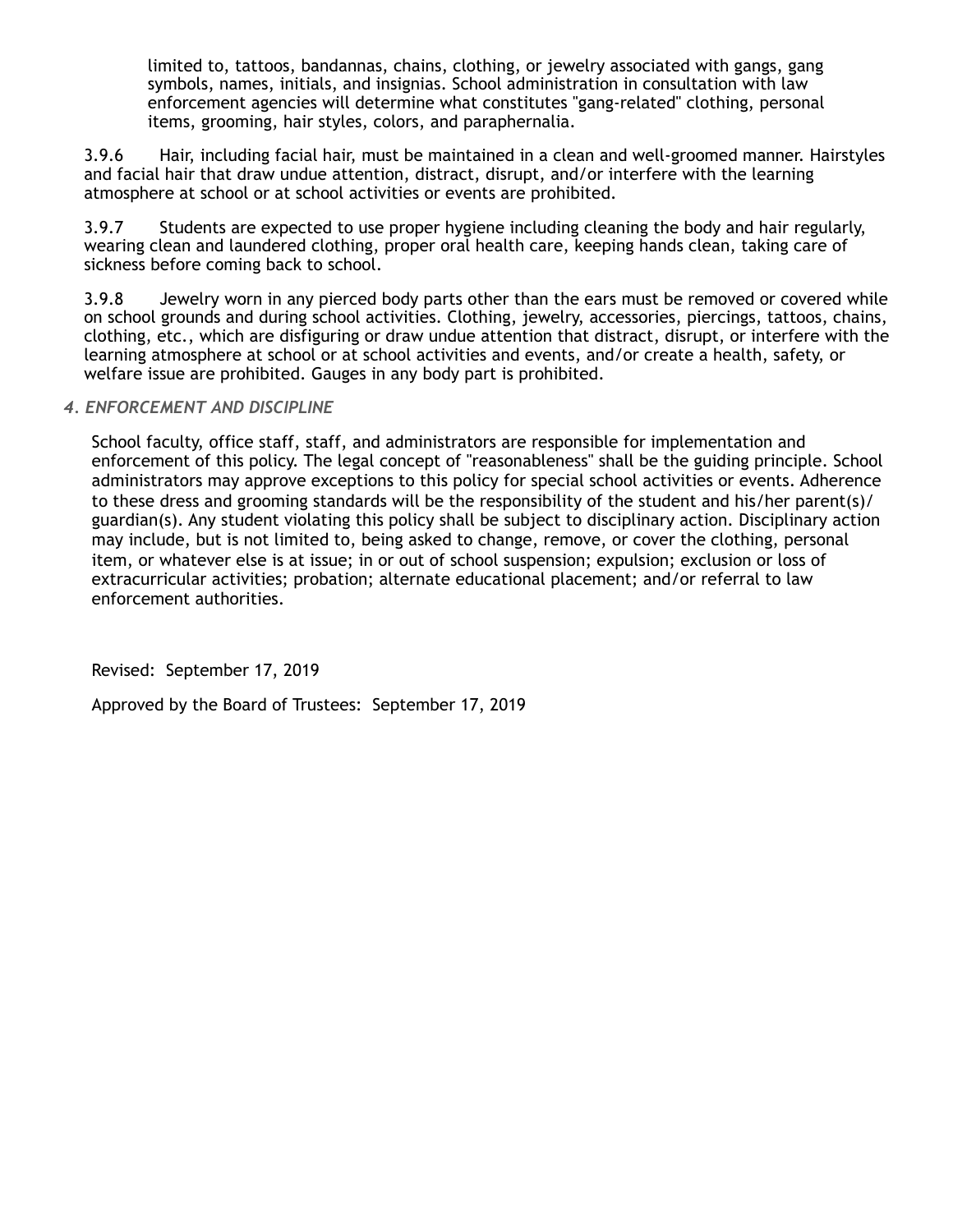limited to, tattoos, bandannas, chains, clothing, or jewelry associated with gangs, gang symbols, names, initials, and insignias. School administration in consultation with law enforcement agencies will determine what constitutes "gang-related" clothing, personal items, grooming, hair styles, colors, and paraphernalia.

3.9.6 Hair, including facial hair, must be maintained in a clean and well-groomed manner. Hairstyles and facial hair that draw undue attention, distract, disrupt, and/or interfere with the learning atmosphere at school or at school activities or events are prohibited.

3.9.7 Students are expected to use proper hygiene including cleaning the body and hair regularly, wearing clean and laundered clothing, proper oral health care, keeping hands clean, taking care of sickness before coming back to school.

3.9.8 Jewelry worn in any pierced body parts other than the ears must be removed or covered while on school grounds and during school activities. Clothing, jewelry, accessories, piercings, tattoos, chains, clothing, etc., which are disfiguring or draw undue attention that distract, disrupt, or interfere with the learning atmosphere at school or at school activities and events, and/or create a health, safety, or welfare issue are prohibited. Gauges in any body part is prohibited.

### *4. ENFORCEMENT AND DISCIPLINE*

School faculty, office staff, staff, and administrators are responsible for implementation and enforcement of this policy. The legal concept of "reasonableness" shall be the guiding principle. School administrators may approve exceptions to this policy for special school activities or events. Adherence to these dress and grooming standards will be the responsibility of the student and his/her parent(s)/guardian(s). Any student violating this policy shall be subject to disciplinary action. Disciplinary action may include, but is not limited to, being asked to change, remove, or cover the clothing, personal item, or whatever else is at issue; in or out of school suspension; expulsion; exclusion or loss of extracurricular activities; probation; alternate educational placement; and/or referral to law enforcement authorities.

Revised: September 17, 2019

Approved by the Board of Trustees: September 17, 2019